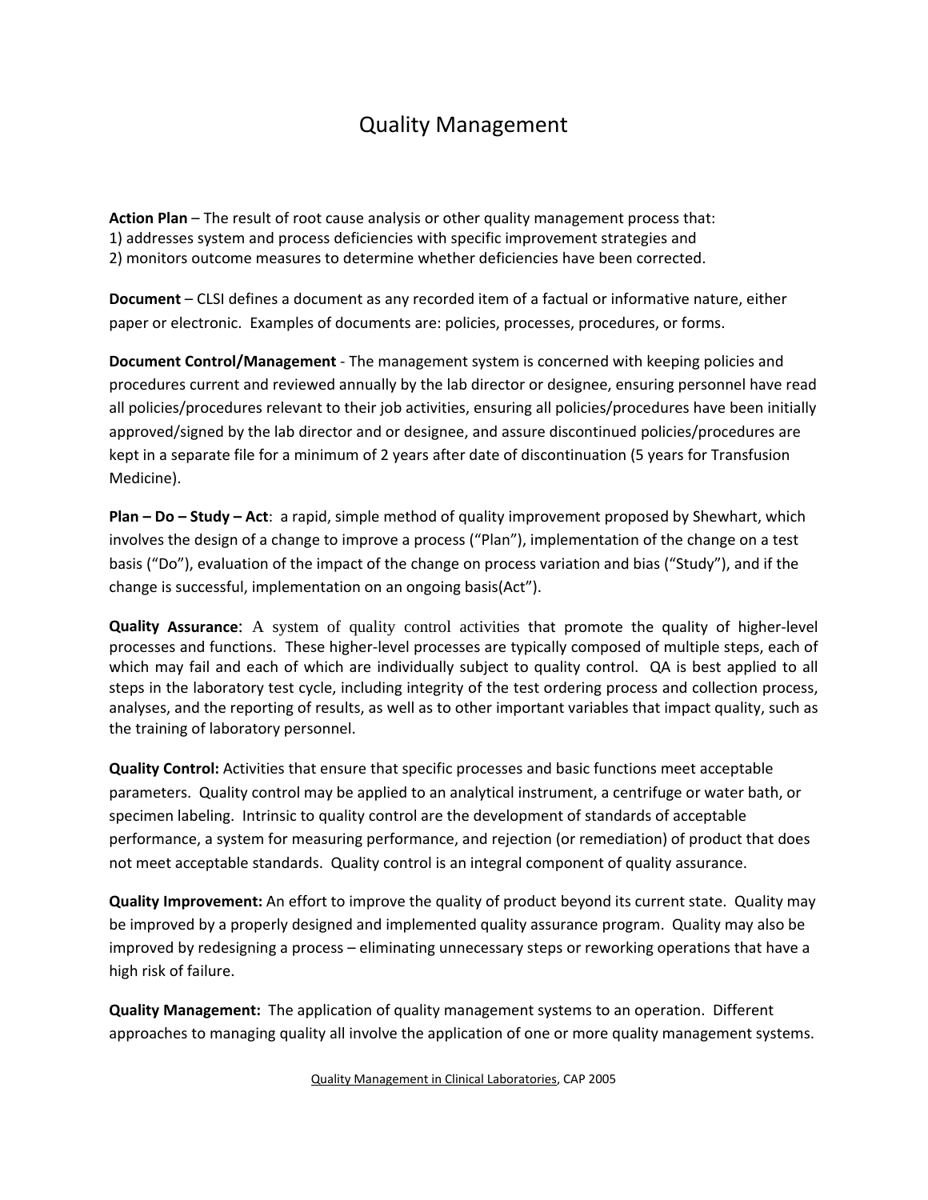# Quality Management

**Action Plan** – The result of root cause analysis or other quality management process that:
1) addresses system and process deficiencies with specific improvement strategies and
2) monitors outcome measures to determine whether deficiencies have been corrected.

**Document** – CLSI defines a document as any recorded item of a factual or informative nature, either paper or electronic. Examples of documents are: policies, processes, procedures, or forms.

**Document Control/Management** - The management system is concerned with keeping policies and procedures current and reviewed annually by the lab director or designee, ensuring personnel have read all policies/procedures relevant to their job activities, ensuring all policies/procedures have been initially approved/signed by the lab director and or designee, and assure discontinued policies/procedures are kept in a separate file for a minimum of 2 years after date of discontinuation (5 years for Transfusion Medicine).

**Plan – Do – Study – Act**: a rapid, simple method of quality improvement proposed by Shewhart, which involves the design of a change to improve a process ("Plan"), implementation of the change on a test basis ("Do"), evaluation of the impact of the change on process variation and bias ("Study"), and if the change is successful, implementation on an ongoing basis(Act").

**Quality Assurance**: A system of quality control activities that promote the quality of higher-level processes and functions. These higher-level processes are typically composed of multiple steps, each of which may fail and each of which are individually subject to quality control. QA is best applied to all steps in the laboratory test cycle, including integrity of the test ordering process and collection process, analyses, and the reporting of results, as well as to other important variables that impact quality, such as the training of laboratory personnel.

**Quality Control:** Activities that ensure that specific processes and basic functions meet acceptable parameters. Quality control may be applied to an analytical instrument, a centrifuge or water bath, or specimen labeling. Intrinsic to quality control are the development of standards of acceptable performance, a system for measuring performance, and rejection (or remediation) of product that does not meet acceptable standards. Quality control is an integral component of quality assurance.

**Quality Improvement:** An effort to improve the quality of product beyond its current state. Quality may be improved by a properly designed and implemented quality assurance program. Quality may also be improved by redesigning a process – eliminating unnecessary steps or reworking operations that have a high risk of failure.

**Quality Management:** The application of quality management systems to an operation. Different approaches to managing quality all involve the application of one or more quality management systems.

Quality Management in Clinical Laboratories, CAP 2005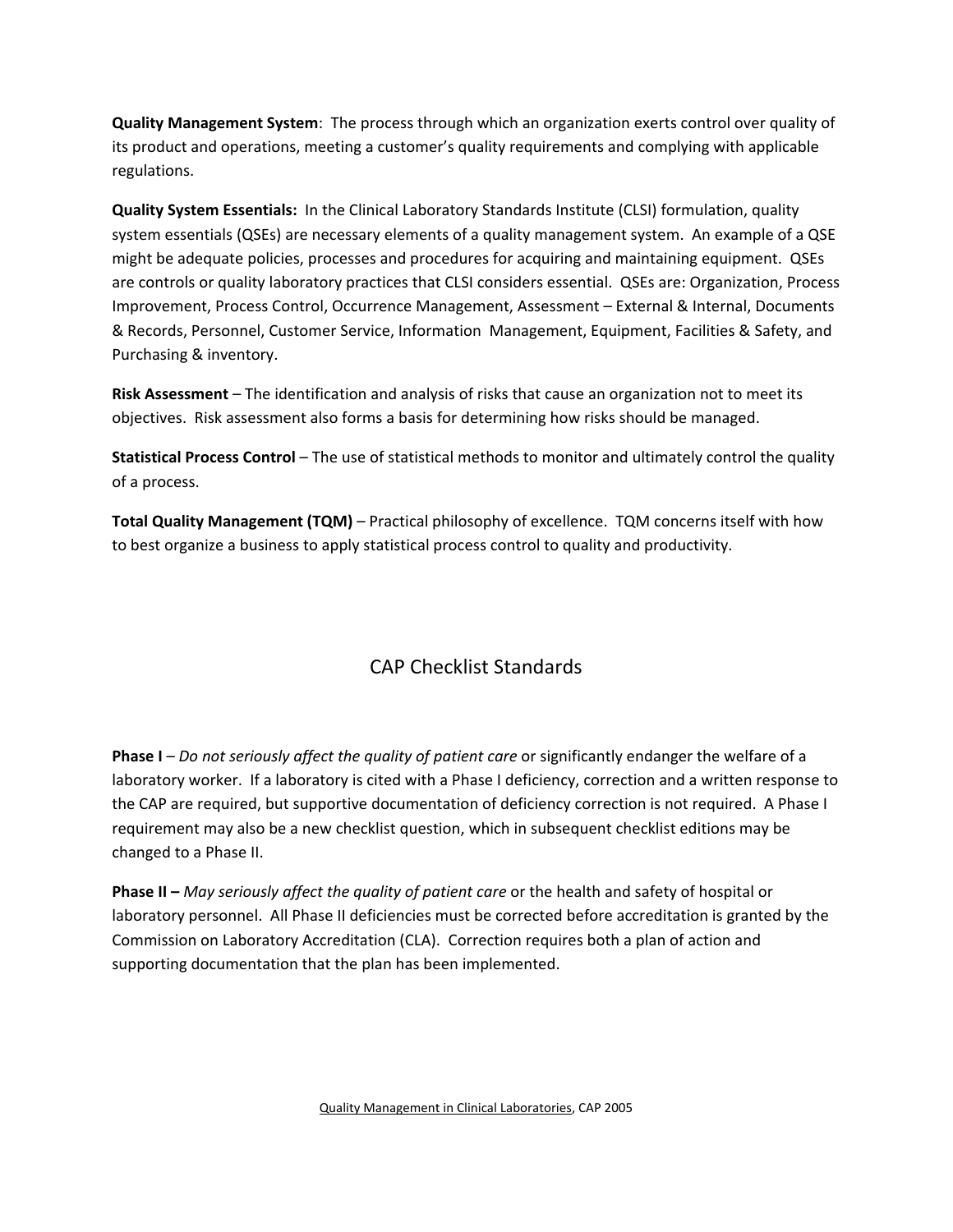**Quality Management System**: The process through which an organization exerts control over quality of its product and operations, meeting a customer's quality requirements and complying with applicable regulations.

**Quality System Essentials:** In the Clinical Laboratory Standards Institute (CLSI) formulation, quality system essentials (QSEs) are necessary elements of a quality management system. An example of a QSE might be adequate policies, processes and procedures for acquiring and maintaining equipment. QSEs are controls or quality laboratory practices that CLSI considers essential. QSEs are: Organization, Process Improvement, Process Control, Occurrence Management, Assessment – External & Internal, Documents & Records, Personnel, Customer Service, Information Management, Equipment, Facilities & Safety, and Purchasing & inventory.

**Risk Assessment** – The identification and analysis of risks that cause an organization not to meet its objectives. Risk assessment also forms a basis for determining how risks should be managed.

**Statistical Process Control** – The use of statistical methods to monitor and ultimately control the quality of a process.

**Total Quality Management (TQM)** – Practical philosophy of excellence. TQM concerns itself with how to best organize a business to apply statistical process control to quality and productivity.

## CAP Checklist Standards

**Phase I** – *Do not seriously affect the quality of patient care* or significantly endanger the welfare of a laboratory worker. If a laboratory is cited with a Phase I deficiency, correction and a written response to the CAP are required, but supportive documentation of deficiency correction is not required. A Phase I requirement may also be a new checklist question, which in subsequent checklist editions may be changed to a Phase II.

**Phase II –** *May seriously affect the quality of patient care* or the health and safety of hospital or laboratory personnel. All Phase II deficiencies must be corrected before accreditation is granted by the Commission on Laboratory Accreditation (CLA). Correction requires both a plan of action and supporting documentation that the plan has been implemented.

Quality Management in Clinical Laboratories, CAP 2005